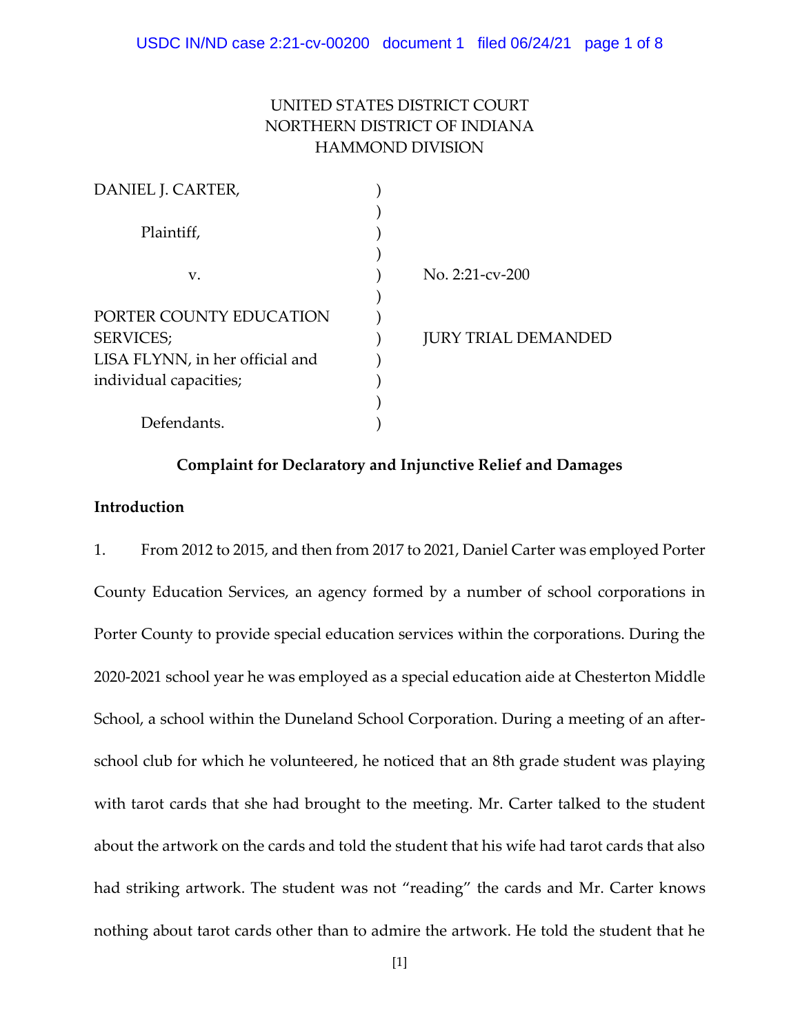UNITED STATES DISTRICT COURT
NORTHERN DISTRICT OF INDIANA
HAMMOND DIVISION

| | | |
|---|---|---|
| DANIEL J. CARTER, | ) | |
| | ) | |
| Plaintiff, | ) | |
| | ) | |
| v. | ) | No. 2:21-cv-200 |
| | ) | |
| PORTER COUNTY EDUCATION | ) | |
| SERVICES; | ) | JURY TRIAL DEMANDED |
| LISA FLYNN, in her official and | ) | |
| individual capacities; | ) | |
| | ) | |
| Defendants. | ) | |

**Complaint for Declaratory and Injunctive Relief and Damages**

**Introduction**

1. From 2012 to 2015, and then from 2017 to 2021, Daniel Carter was employed Porter County Education Services, an agency formed by a number of school corporations in Porter County to provide special education services within the corporations. During the 2020-2021 school year he was employed as a special education aide at Chesterton Middle School, a school within the Duneland School Corporation. During a meeting of an after-school club for which he volunteered, he noticed that an 8th grade student was playing with tarot cards that she had brought to the meeting. Mr. Carter talked to the student about the artwork on the cards and told the student that his wife had tarot cards that also had striking artwork. The student was not "reading" the cards and Mr. Carter knows nothing about tarot cards other than to admire the artwork. He told the student that he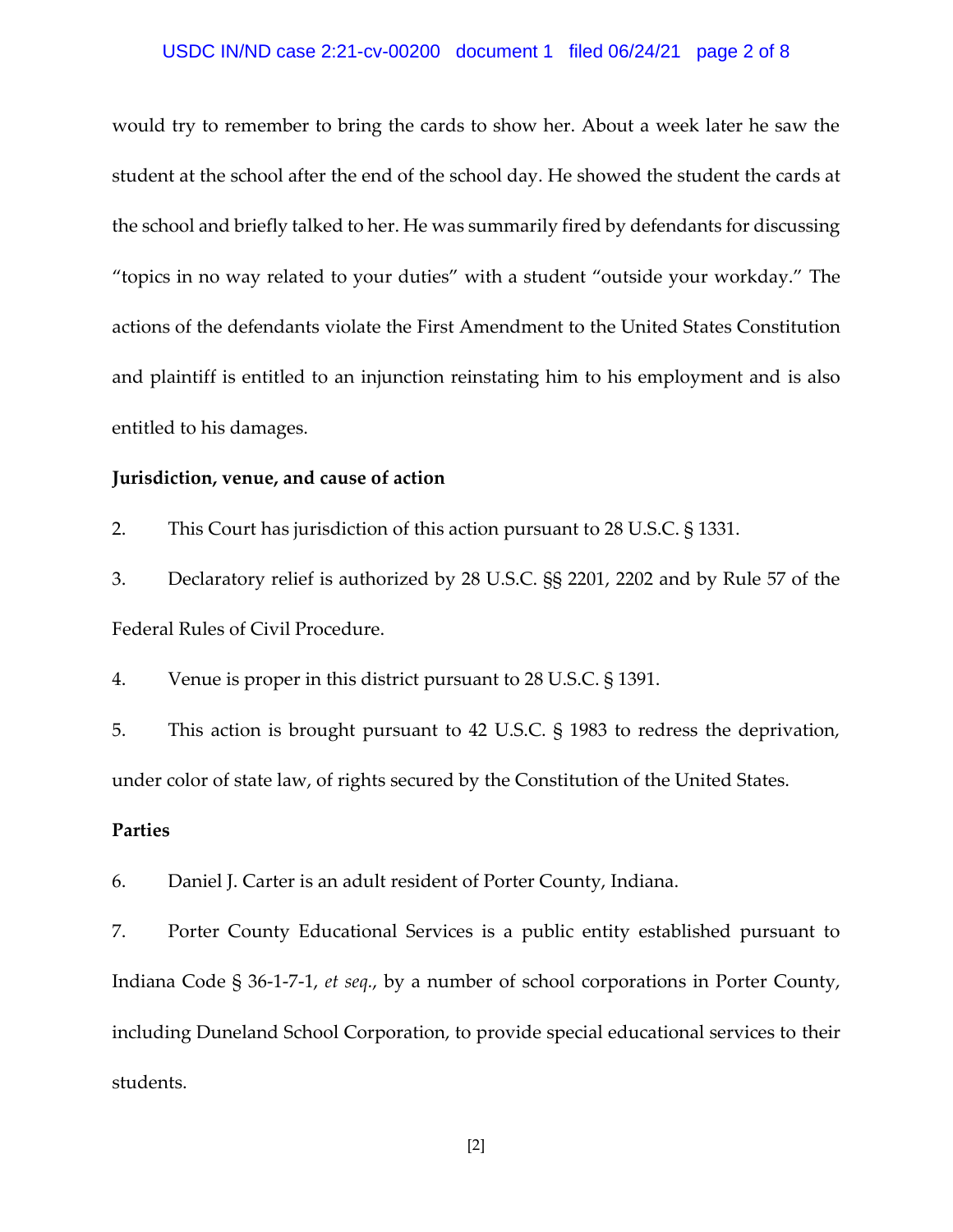would try to remember to bring the cards to show her. About a week later he saw the student at the school after the end of the school day. He showed the student the cards at the school and briefly talked to her. He was summarily fired by defendants for discussing "topics in no way related to your duties" with a student "outside your workday." The actions of the defendants violate the First Amendment to the United States Constitution and plaintiff is entitled to an injunction reinstating him to his employment and is also entitled to his damages.

**Jurisdiction, venue, and cause of action**

2. This Court has jurisdiction of this action pursuant to 28 U.S.C. § 1331.

3. Declaratory relief is authorized by 28 U.S.C. §§ 2201, 2202 and by Rule 57 of the Federal Rules of Civil Procedure.

4. Venue is proper in this district pursuant to 28 U.S.C. § 1391.

5. This action is brought pursuant to 42 U.S.C. § 1983 to redress the deprivation, under color of state law, of rights secured by the Constitution of the United States.

**Parties**

6. Daniel J. Carter is an adult resident of Porter County, Indiana.

7. Porter County Educational Services is a public entity established pursuant to Indiana Code § 36-1-7-1, *et seq.*, by a number of school corporations in Porter County, including Duneland School Corporation, to provide special educational services to their students.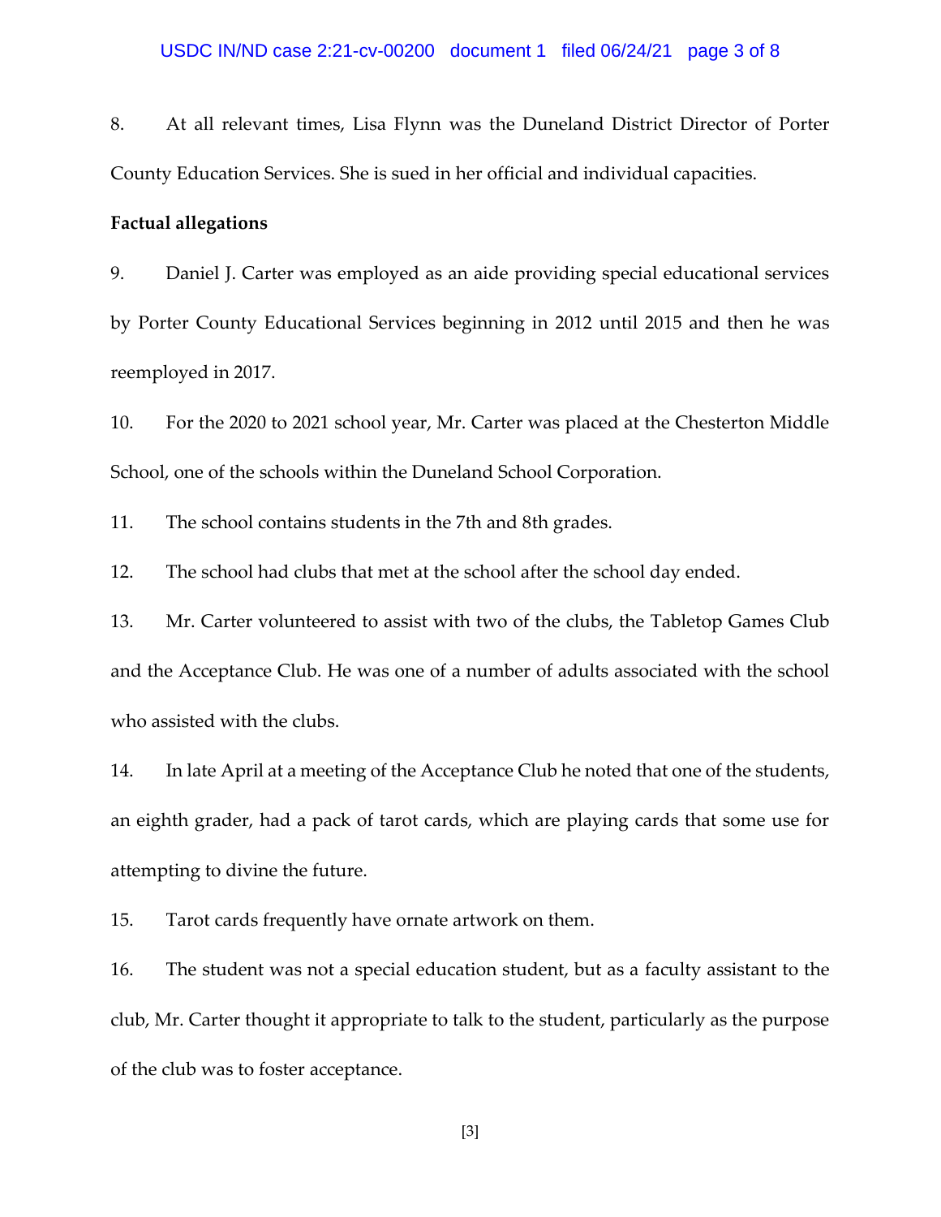8. At all relevant times, Lisa Flynn was the Duneland District Director of Porter County Education Services. She is sued in her official and individual capacities.

**Factual allegations**

9. Daniel J. Carter was employed as an aide providing special educational services by Porter County Educational Services beginning in 2012 until 2015 and then he was reemployed in 2017.

10. For the 2020 to 2021 school year, Mr. Carter was placed at the Chesterton Middle School, one of the schools within the Duneland School Corporation.

11. The school contains students in the 7th and 8th grades.

12. The school had clubs that met at the school after the school day ended.

13. Mr. Carter volunteered to assist with two of the clubs, the Tabletop Games Club and the Acceptance Club. He was one of a number of adults associated with the school who assisted with the clubs.

14. In late April at a meeting of the Acceptance Club he noted that one of the students, an eighth grader, had a pack of tarot cards, which are playing cards that some use for attempting to divine the future.

15. Tarot cards frequently have ornate artwork on them.

16. The student was not a special education student, but as a faculty assistant to the club, Mr. Carter thought it appropriate to talk to the student, particularly as the purpose of the club was to foster acceptance.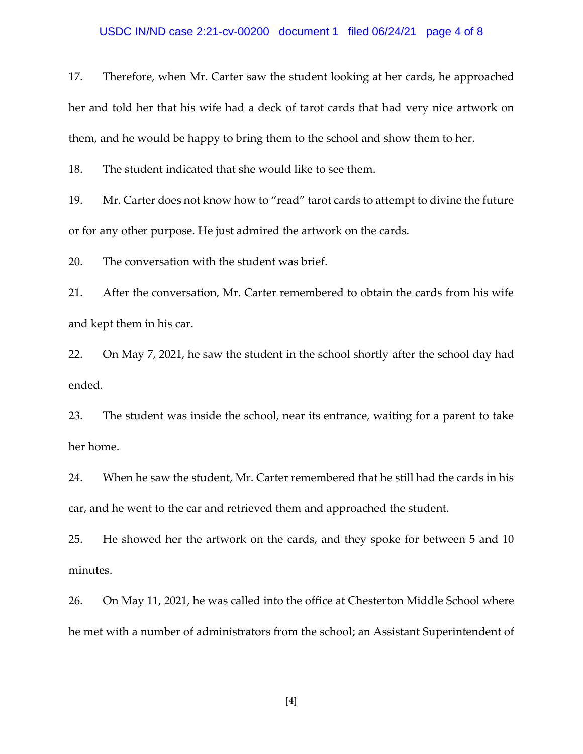17. Therefore, when Mr. Carter saw the student looking at her cards, he approached her and told her that his wife had a deck of tarot cards that had very nice artwork on them, and he would be happy to bring them to the school and show them to her.

18. The student indicated that she would like to see them.

19. Mr. Carter does not know how to "read" tarot cards to attempt to divine the future or for any other purpose. He just admired the artwork on the cards.

20. The conversation with the student was brief.

21. After the conversation, Mr. Carter remembered to obtain the cards from his wife and kept them in his car.

22. On May 7, 2021, he saw the student in the school shortly after the school day had ended.

23. The student was inside the school, near its entrance, waiting for a parent to take her home.

24. When he saw the student, Mr. Carter remembered that he still had the cards in his car, and he went to the car and retrieved them and approached the student.

25. He showed her the artwork on the cards, and they spoke for between 5 and 10 minutes.

26. On May 11, 2021, he was called into the office at Chesterton Middle School where he met with a number of administrators from the school; an Assistant Superintendent of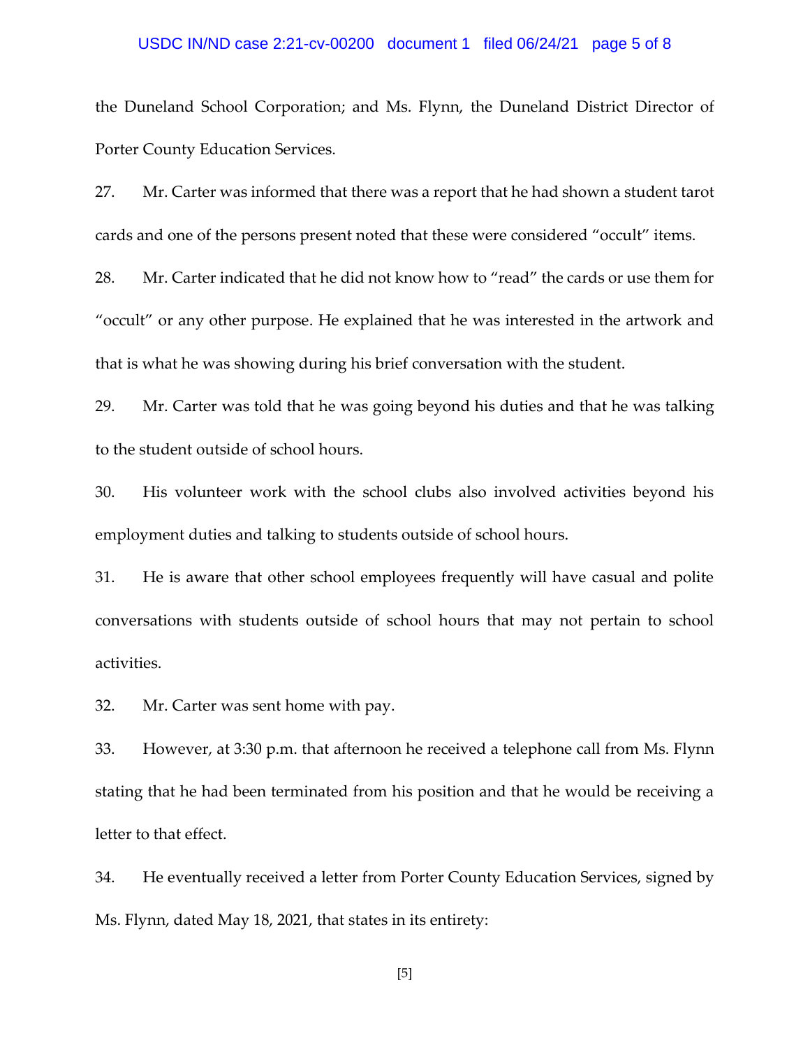the Duneland School Corporation; and Ms. Flynn, the Duneland District Director of Porter County Education Services.

27. Mr. Carter was informed that there was a report that he had shown a student tarot cards and one of the persons present noted that these were considered "occult" items.

28. Mr. Carter indicated that he did not know how to "read" the cards or use them for "occult" or any other purpose. He explained that he was interested in the artwork and that is what he was showing during his brief conversation with the student.

29. Mr. Carter was told that he was going beyond his duties and that he was talking to the student outside of school hours.

30. His volunteer work with the school clubs also involved activities beyond his employment duties and talking to students outside of school hours.

31. He is aware that other school employees frequently will have casual and polite conversations with students outside of school hours that may not pertain to school activities.

32. Mr. Carter was sent home with pay.

33. However, at 3:30 p.m. that afternoon he received a telephone call from Ms. Flynn stating that he had been terminated from his position and that he would be receiving a letter to that effect.

34. He eventually received a letter from Porter County Education Services, signed by Ms. Flynn, dated May 18, 2021, that states in its entirety: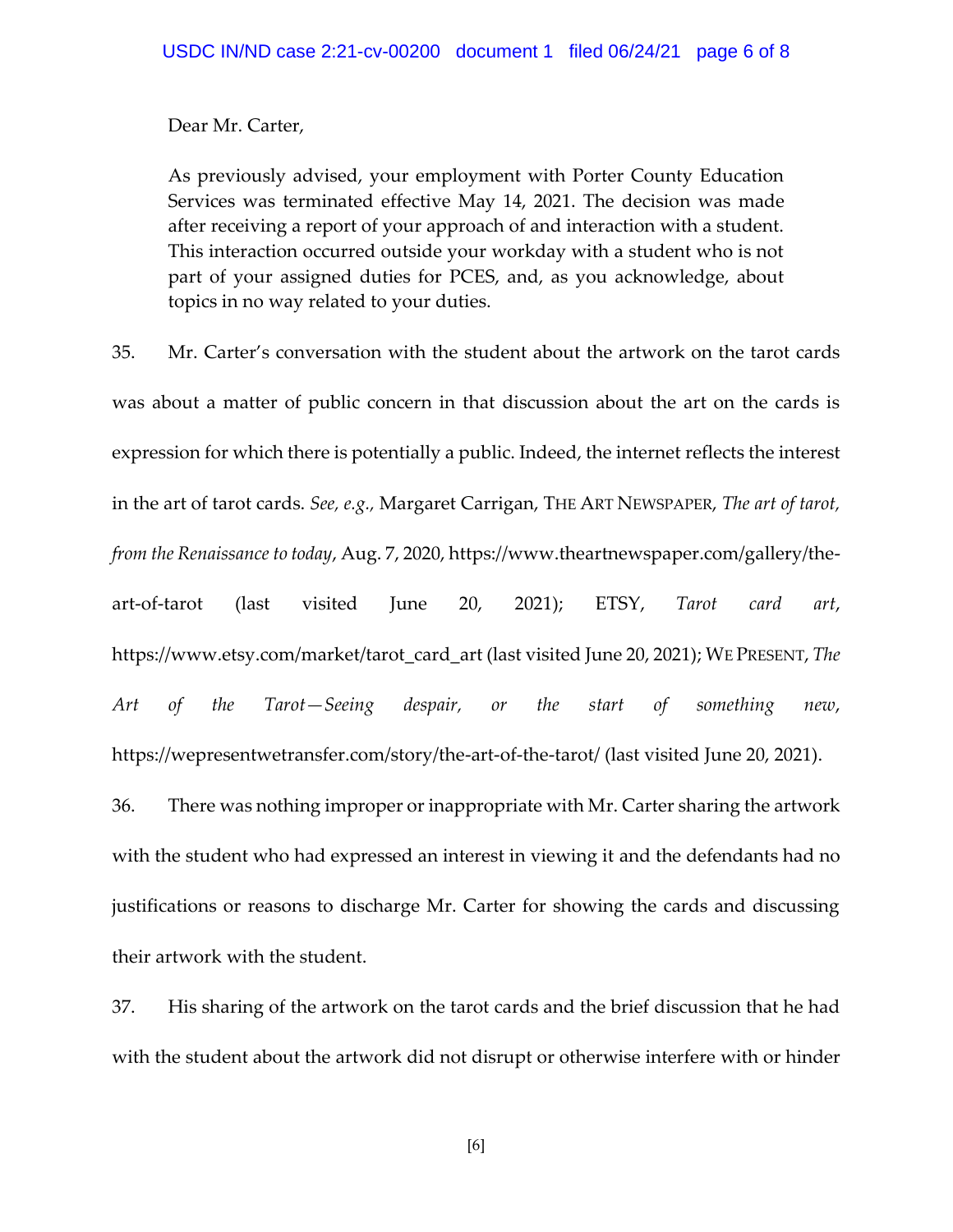> Dear Mr. Carter,
>
> As previously advised, your employment with Porter County Education Services was terminated effective May 14, 2021. The decision was made after receiving a report of your approach of and interaction with a student. This interaction occurred outside your workday with a student who is not part of your assigned duties for PCES, and, as you acknowledge, about topics in no way related to your duties.

35. Mr. Carter's conversation with the student about the artwork on the tarot cards was about a matter of public concern in that discussion about the art on the cards is expression for which there is potentially a public. Indeed, the internet reflects the interest in the art of tarot cards. *See, e.g.,* Margaret Carrigan, THE ART NEWSPAPER, *The art of tarot, from the Renaissance to today*, Aug. 7, 2020, https://www.theartnewspaper.com/gallery/the-art-of-tarot (last visited June 20, 2021); ETSY, *Tarot card art*, https://www.etsy.com/market/tarot_card_art (last visited June 20, 2021); WE PRESENT, *The Art of the Tarot—Seeing despair, or the start of something new*, https://wepresentwetransfer.com/story/the-art-of-the-tarot/ (last visited June 20, 2021).

36. There was nothing improper or inappropriate with Mr. Carter sharing the artwork with the student who had expressed an interest in viewing it and the defendants had no justifications or reasons to discharge Mr. Carter for showing the cards and discussing their artwork with the student.

37. His sharing of the artwork on the tarot cards and the brief discussion that he had with the student about the artwork did not disrupt or otherwise interfere with or hinder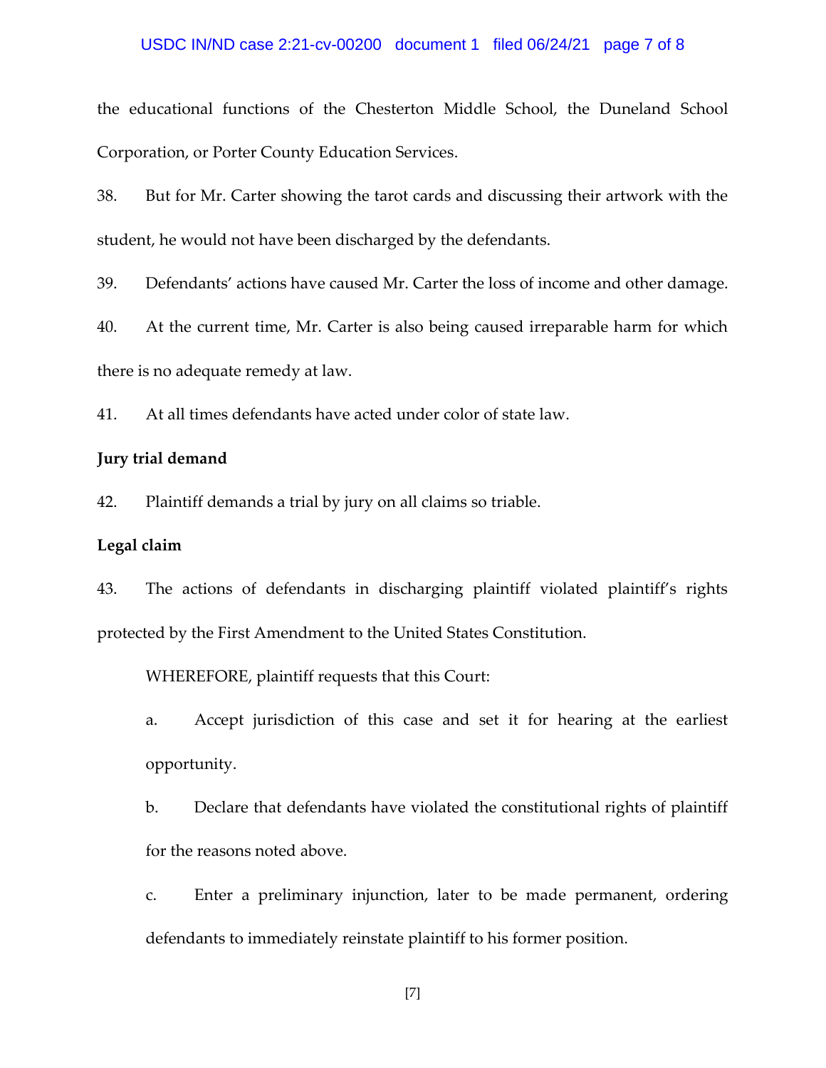the educational functions of the Chesterton Middle School, the Duneland School Corporation, or Porter County Education Services.

38. But for Mr. Carter showing the tarot cards and discussing their artwork with the student, he would not have been discharged by the defendants.

39. Defendants' actions have caused Mr. Carter the loss of income and other damage.

40. At the current time, Mr. Carter is also being caused irreparable harm for which there is no adequate remedy at law.

41. At all times defendants have acted under color of state law.

**Jury trial demand**

42. Plaintiff demands a trial by jury on all claims so triable.

**Legal claim**

43. The actions of defendants in discharging plaintiff violated plaintiff's rights protected by the First Amendment to the United States Constitution.

WHEREFORE, plaintiff requests that this Court:

a. Accept jurisdiction of this case and set it for hearing at the earliest opportunity.

b. Declare that defendants have violated the constitutional rights of plaintiff for the reasons noted above.

c. Enter a preliminary injunction, later to be made permanent, ordering defendants to immediately reinstate plaintiff to his former position.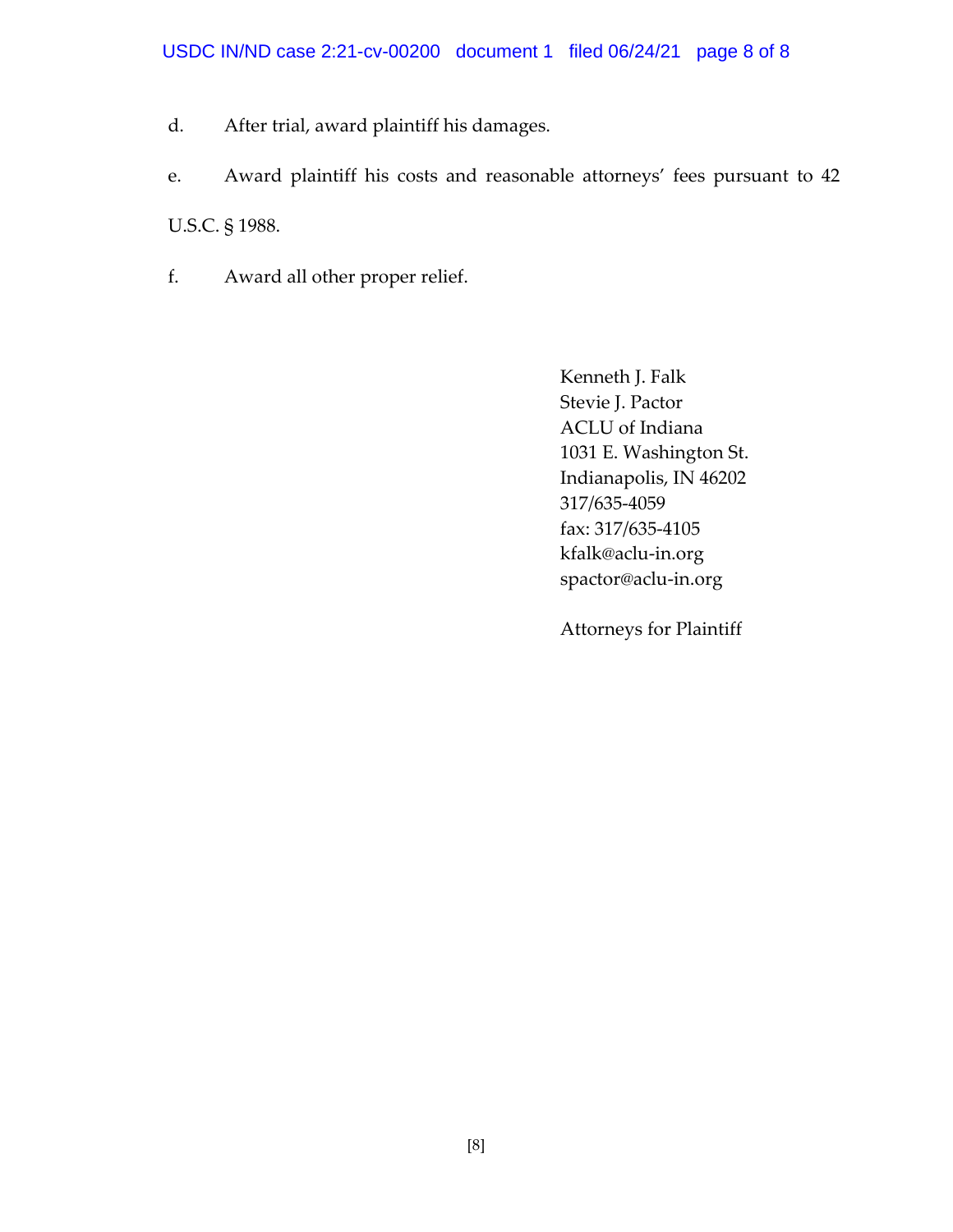d. After trial, award plaintiff his damages.

e. Award plaintiff his costs and reasonable attorneys' fees pursuant to 42 U.S.C. § 1988.

f. Award all other proper relief.

Kenneth J. Falk
Stevie J. Pactor
ACLU of Indiana
1031 E. Washington St.
Indianapolis, IN 46202
317/635-4059
fax: 317/635-4105
kfalk@aclu-in.org
spactor@aclu-in.org

Attorneys for Plaintiff